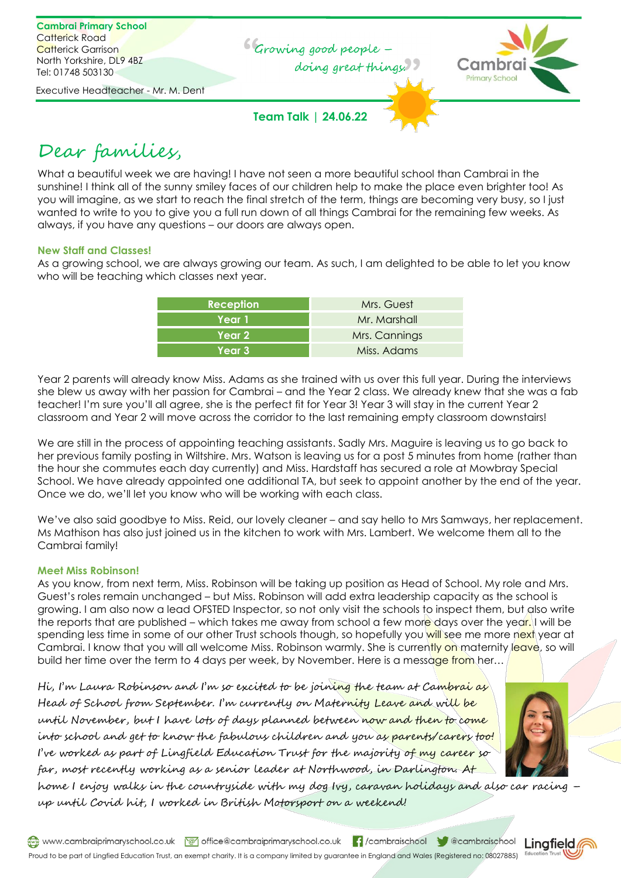**Cambrai Primary School**
Catterick Road
Catterick Garrison
North Yorkshire, DL9 4BZ
Tel: 01748 503130

Executive Headteacher - Mr. M. Dent

"Growing good people – doing great things"

**Team Talk | 24.06.22**

# Dear families,

What a beautiful week we are having! I have not seen a more beautiful school than Cambrai in the sunshine! I think all of the sunny smiley faces of our children help to make the place even brighter too! As you will imagine, as we start to reach the final stretch of the term, things are becoming very busy, so I just wanted to write to you to give you a full run down of all things Cambrai for the remaining few weeks. As always, if you have any questions – our doors are always open.

### New Staff and Classes!

As a growing school, we are always growing our team. As such, I am delighted to be able to let you know who will be teaching which classes next year.

| Class | Teacher |
|---|---|
| Reception | Mrs. Guest |
| Year 1 | Mr. Marshall |
| Year 2 | Mrs. Cannings |
| Year 3 | Miss. Adams |

Year 2 parents will already know Miss. Adams as she trained with us over this full year. During the interviews she blew us away with her passion for Cambrai – and the Year 2 class. We already knew that she was a fab teacher! I'm sure you'll all agree, she is the perfect fit for Year 3! Year 3 will stay in the current Year 2 classroom and Year 2 will move across the corridor to the last remaining empty classroom downstairs!

We are still in the process of appointing teaching assistants. Sadly Mrs. Maguire is leaving us to go back to her previous family posting in Wiltshire. Mrs. Watson is leaving us for a post 5 minutes from home (rather than the hour she commutes each day currently) and Miss. Hardstaff has secured a role at Mowbray Special School. We have already appointed one additional TA, but seek to appoint another by the end of the year. Once we do, we'll let you know who will be working with each class.

We've also said goodbye to Miss. Reid, our lovely cleaner – and say hello to Mrs Samways, her replacement. Ms Mathison has also just joined us in the kitchen to work with Mrs. Lambert. We welcome them all to the Cambrai family!

### Meet Miss Robinson!

As you know, from next term, Miss. Robinson will be taking up position as Head of School. My role and Mrs. Guest's roles remain unchanged – but Miss. Robinson will add extra leadership capacity as the school is growing. I am also now a lead OFSTED Inspector, so not only visit the schools to inspect them, but also write the reports that are published – which takes me away from school a few more days over the year. I will be spending less time in some of our other Trust schools though, so hopefully you will see me more next year at Cambrai. I know that you will all welcome Miss. Robinson warmly. She is currently on maternity leave, so will build her time over the term to 4 days per week, by November. Here is a message from her…

*Hi, I'm Laura Robinson and I'm so excited to be joining the team at Cambrai as Head of School from September. I'm currently on Maternity Leave and will be until November, but I have lots of days planned between now and then to come into school and get to know the fabulous children and you as parents/carers too! I've worked as part of Lingfield Education Trust for the majority of my career so far, most recently working as a senior leader at Northwood, in Darlington. At home I enjoy walks in the countryside with my dog Ivy, caravan holidays and also car racing – up until Covid hit, I worked in British Motorsport on a weekend!*

www.cambraiprimaryschool.co.uk | office@cambraiprimaryschool.co.uk | /cambraischool | @cambraischool

Proud to be part of Lingfield Education Trust, an exempt charity. It is a company limited by guarantee in England and Wales (Registered no: 08027885)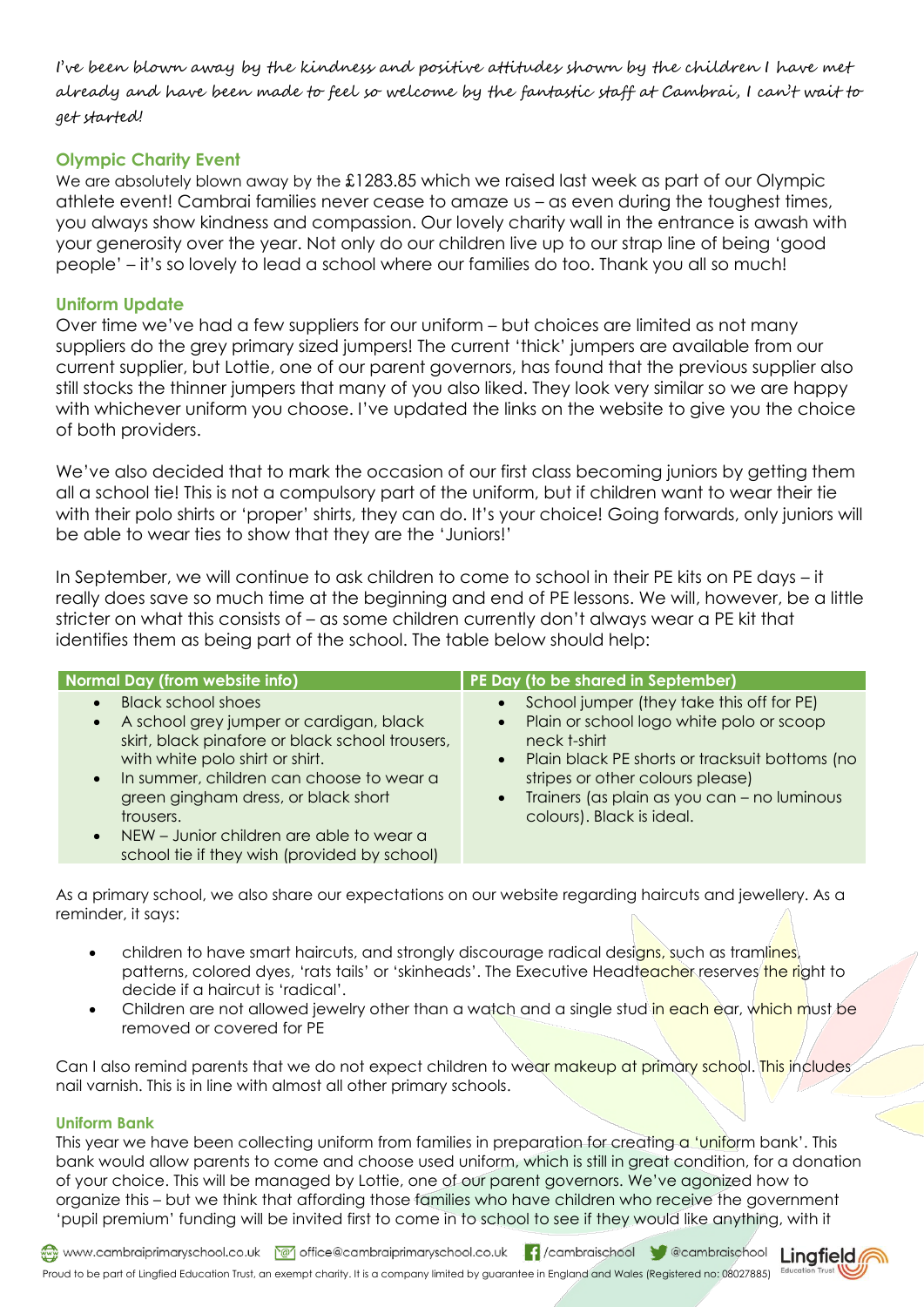*I've been blown away by the kindness and positive attitudes shown by the children I have met already and have been made to feel so welcome by the fantastic staff at Cambrai, I can't wait to get started!*

### Olympic Charity Event

We are absolutely blown away by the £1283.85 which we raised last week as part of our Olympic athlete event! Cambrai families never cease to amaze us – as even during the toughest times, you always show kindness and compassion. Our lovely charity wall in the entrance is awash with your generosity over the year. Not only do our children live up to our strap line of being 'good people' – it's so lovely to lead a school where our families do too. Thank you all so much!

### Uniform Update

Over time we've had a few suppliers for our uniform – but choices are limited as not many suppliers do the grey primary sized jumpers! The current 'thick' jumpers are available from our current supplier, but Lottie, one of our parent governors, has found that the previous supplier also still stocks the thinner jumpers that many of you also liked. They look very similar so we are happy with whichever uniform you choose. I've updated the links on the website to give you the choice of both providers.

We've also decided that to mark the occasion of our first class becoming juniors by getting them all a school tie! This is not a compulsory part of the uniform, but if children want to wear their tie with their polo shirts or 'proper' shirts, they can do. It's your choice! Going forwards, only juniors will be able to wear ties to show that they are the 'Juniors!'

In September, we will continue to ask children to come to school in their PE kits on PE days – it really does save so much time at the beginning and end of PE lessons. We will, however, be a little stricter on what this consists of – as some children currently don't always wear a PE kit that identifies them as being part of the school. The table below should help:

| Normal Day (from website info) | PE Day (to be shared in September) |
| --- | --- |
| • Black school shoes<br>• A school grey jumper or cardigan, black skirt, black pinafore or black school trousers, with white polo shirt or shirt.<br>• In summer, children can choose to wear a green gingham dress, or black short trousers.<br>• NEW – Junior children are able to wear a school tie if they wish (provided by school) | • School jumper (they take this off for PE)<br>• Plain or school logo white polo or scoop neck t-shirt<br>• Plain black PE shorts or tracksuit bottoms (no stripes or other colours please)<br>• Trainers (as plain as you can – no luminous colours). Black is ideal. |

As a primary school, we also share our expectations on our website regarding haircuts and jewellery. As a reminder, it says:

- children to have smart haircuts, and strongly discourage radical designs, such as tramlines, patterns, colored dyes, 'rats tails' or 'skinheads'. The Executive Headteacher reserves the right to decide if a haircut is 'radical'.
- Children are not allowed jewelry other than a watch and a single stud in each ear, which must be removed or covered for PE

Can I also remind parents that we do not expect children to wear makeup at primary school. This includes nail varnish. This is in line with almost all other primary schools.

### Uniform Bank

This year we have been collecting uniform from families in preparation for creating a 'uniform bank'. This bank would allow parents to come and choose used uniform, which is still in great condition, for a donation of your choice. This will be managed by Lottie, one of our parent governors. We've agonized how to organize this – but we think that affording those families who have children who receive the government 'pupil premium' funding will be invited first to come in to school to see if they would like anything, with it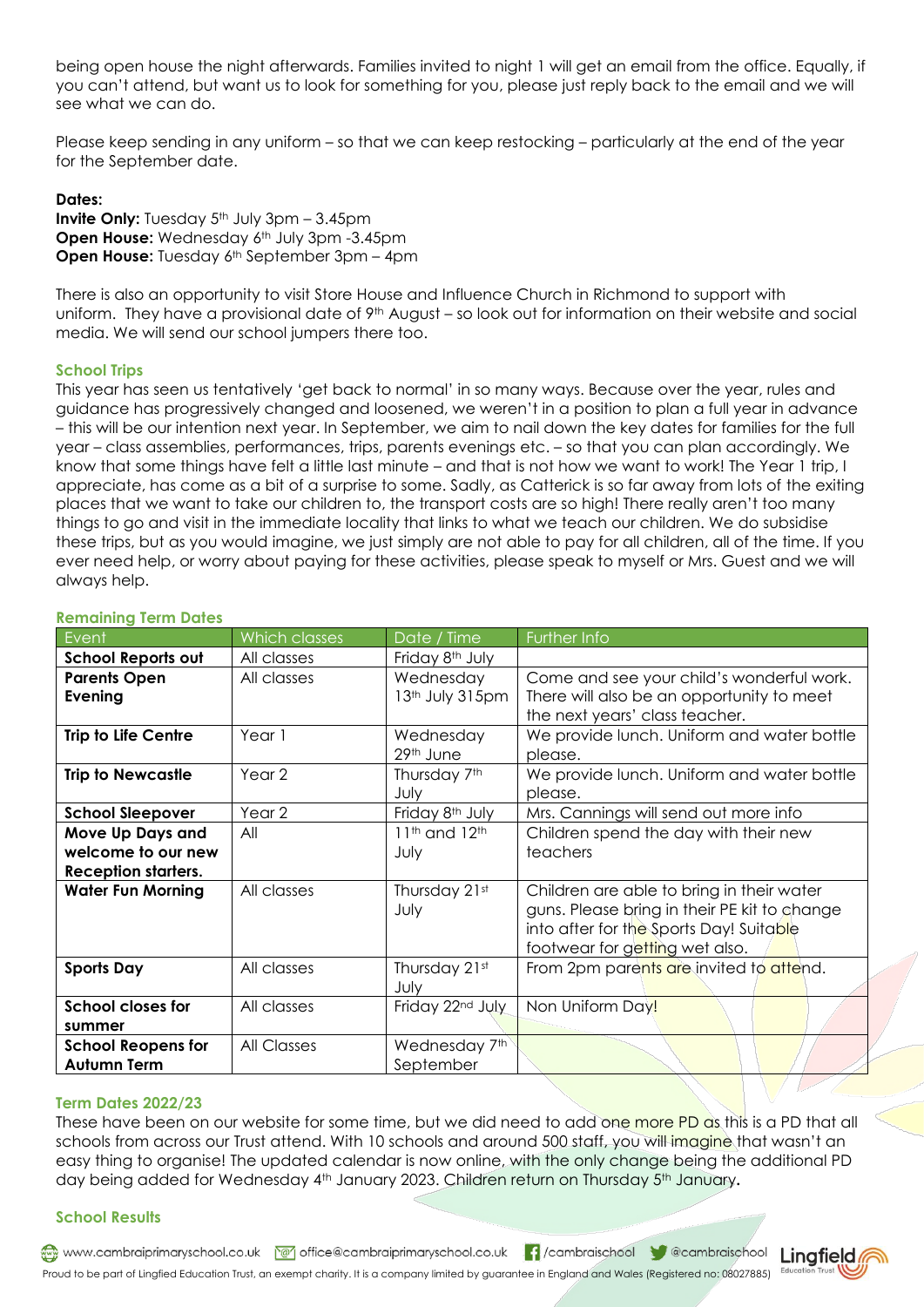being open house the night afterwards. Families invited to night 1 will get an email from the office. Equally, if you can't attend, but want us to look for something for you, please just reply back to the email and we will see what we can do.

Please keep sending in any uniform – so that we can keep restocking – particularly at the end of the year for the September date.

**Dates:**
**Invite Only:** Tuesday 5th July 3pm – 3.45pm
**Open House:** Wednesday 6th July 3pm -3.45pm
**Open House:** Tuesday 6th September 3pm – 4pm

There is also an opportunity to visit Store House and Influence Church in Richmond to support with uniform. They have a provisional date of 9th August – so look out for information on their website and social media. We will send our school jumpers there too.

### School Trips

This year has seen us tentatively 'get back to normal' in so many ways. Because over the year, rules and guidance has progressively changed and loosened, we weren't in a position to plan a full year in advance – this will be our intention next year. In September, we aim to nail down the key dates for families for the full year – class assemblies, performances, trips, parents evenings etc. – so that you can plan accordingly. We know that some things have felt a little last minute – and that is not how we want to work! The Year 1 trip, I appreciate, has come as a bit of a surprise to some. Sadly, as Catterick is so far away from lots of the exiting places that we want to take our children to, the transport costs are so high! There really aren't too many things to go and visit in the immediate locality that links to what we teach our children. We do subsidise these trips, but as you would imagine, we just simply are not able to pay for all children, all of the time. If you ever need help, or worry about paying for these activities, please speak to myself or Mrs. Guest and we will always help.

### Remaining Term Dates

| Event | Which classes | Date / Time | Further Info |
|---|---|---|---|
| **School Reports out** | All classes | Friday 8th July | |
| **Parents Open Evening** | All classes | Wednesday 13th July 315pm | Come and see your child's wonderful work. There will also be an opportunity to meet the next years' class teacher. |
| **Trip to Life Centre** | Year 1 | Wednesday 29th June | We provide lunch. Uniform and water bottle please. |
| **Trip to Newcastle** | Year 2 | Thursday 7th July | We provide lunch. Uniform and water bottle please. |
| **School Sleepover** | Year 2 | Friday 8th July | Mrs. Cannings will send out more info |
| **Move Up Days and welcome to our new Reception starters.** | All | 11th and 12th July | Children spend the day with their new teachers |
| **Water Fun Morning** | All classes | Thursday 21st July | Children are able to bring in their water guns. Please bring in their PE kit to change into after for the Sports Day! Suitable footwear for getting wet also. |
| **Sports Day** | All classes | Thursday 21st July | From 2pm parents are invited to attend. |
| **School closes for summer** | All classes | Friday 22nd July | Non Uniform Day! |
| **School Reopens for Autumn Term** | All Classes | Wednesday 7th September | |

### Term Dates 2022/23

These have been on our website for some time, but we did need to add one more PD as this is a PD that all schools from across our Trust attend. With 10 schools and around 500 staff, you will imagine that wasn't an easy thing to organise! The updated calendar is now online, with the only change being the additional PD day being added for Wednesday 4th January 2023. Children return on Thursday 5th January.

### School Results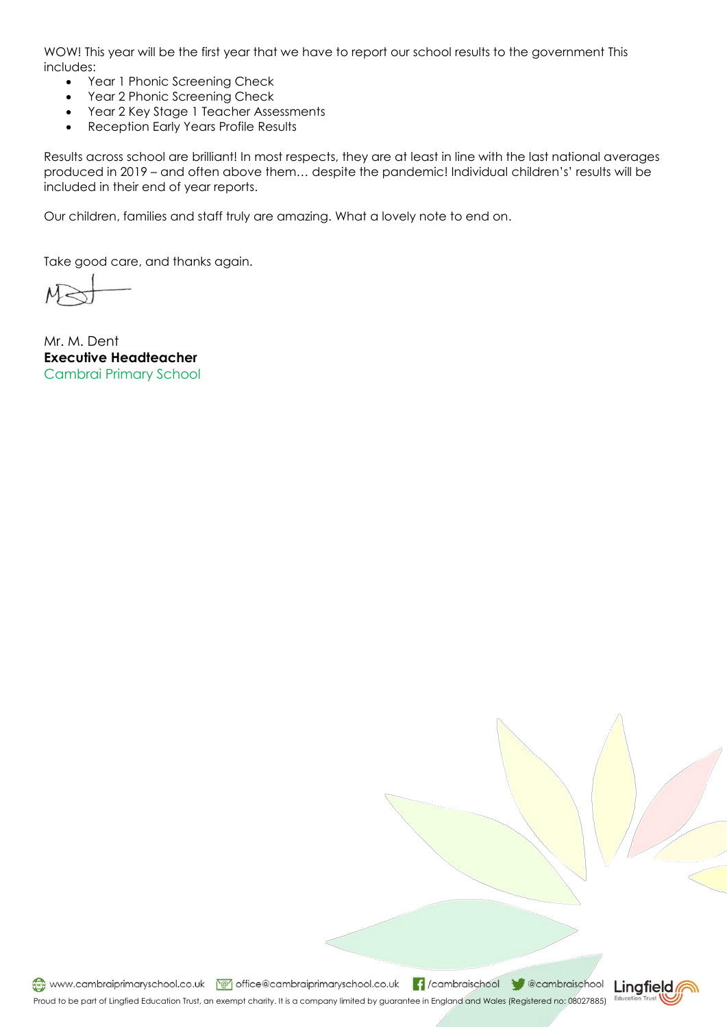WOW! This year will be the first year that we have to report our school results to the government This includes:

- Year 1 Phonic Screening Check
- Year 2 Phonic Screening Check
- Year 2 Key Stage 1 Teacher Assessments
- Reception Early Years Profile Results

Results across school are brilliant! In most respects, they are at least in line with the last national averages produced in 2019 – and often above them… despite the pandemic! Individual children's' results will be included in their end of year reports.

Our children, families and staff truly are amazing. What a lovely note to end on.

Take good care, and thanks again.

Mr. M. Dent
**Executive Headteacher**
Cambrai Primary School